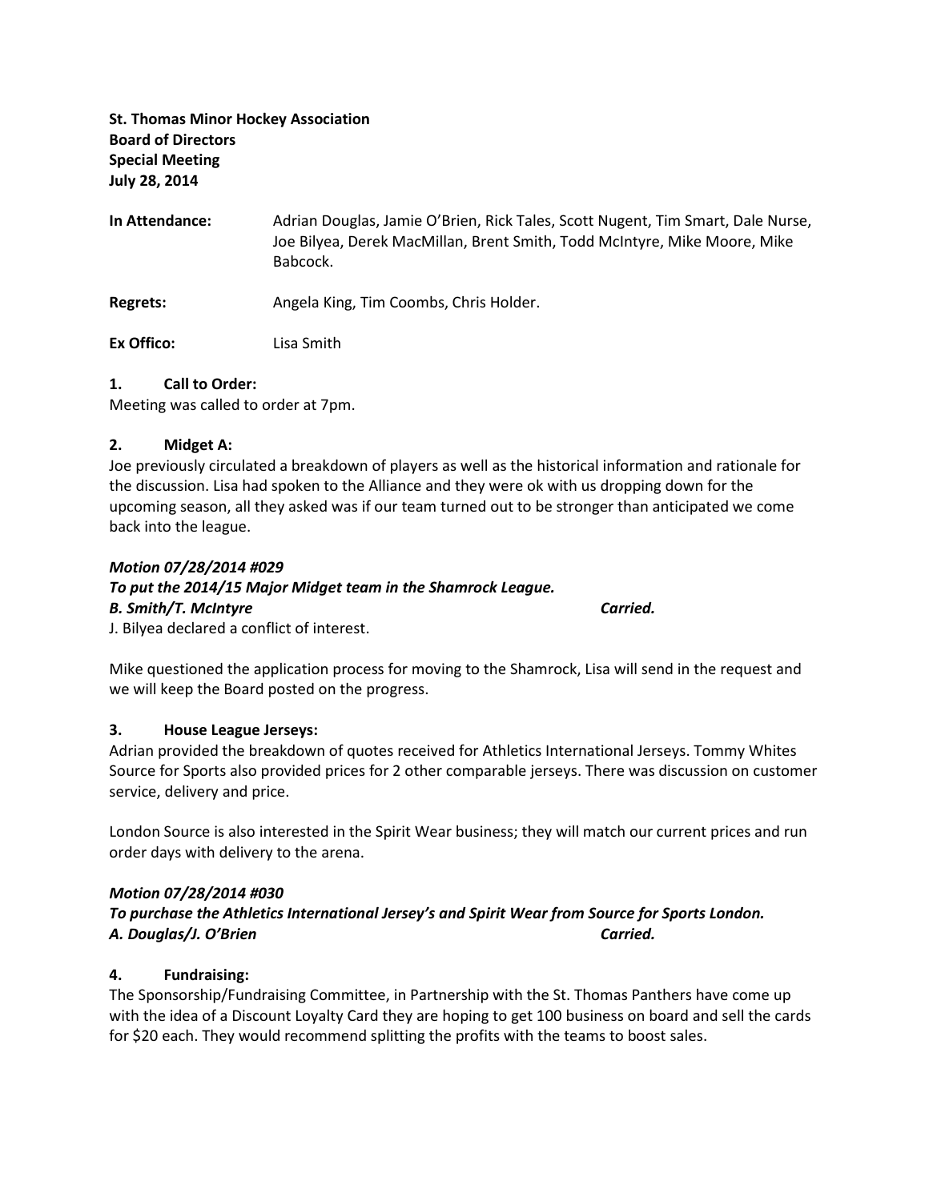**St. Thomas Minor Hockey Association**
**Board of Directors**
**Special Meeting**
**July 28, 2014**

**In Attendance:** Adrian Douglas, Jamie O'Brien, Rick Tales, Scott Nugent, Tim Smart, Dale Nurse, Joe Bilyea, Derek MacMillan, Brent Smith, Todd McIntyre, Mike Moore, Mike Babcock.

**Regrets:** Angela King, Tim Coombs, Chris Holder.

**Ex Offico:** Lisa Smith

### 1. Call to Order:

Meeting was called to order at 7pm.

### 2. Midget A:

Joe previously circulated a breakdown of players as well as the historical information and rationale for the discussion. Lisa had spoken to the Alliance and they were ok with us dropping down for the upcoming season, all they asked was if our team turned out to be stronger than anticipated we come back into the league.

***Motion 07/28/2014 #029***
***To put the 2014/15 Major Midget team in the Shamrock League.***
***B. Smith/T. McIntyre*** ***Carried.***
J. Bilyea declared a conflict of interest.

Mike questioned the application process for moving to the Shamrock, Lisa will send in the request and we will keep the Board posted on the progress.

### 3. House League Jerseys:

Adrian provided the breakdown of quotes received for Athletics International Jerseys. Tommy Whites Source for Sports also provided prices for 2 other comparable jerseys. There was discussion on customer service, delivery and price.

London Source is also interested in the Spirit Wear business; they will match our current prices and run order days with delivery to the arena.

***Motion 07/28/2014 #030***
***To purchase the Athletics International Jersey's and Spirit Wear from Source for Sports London.***
***A. Douglas/J. O'Brien*** ***Carried.***

### 4. Fundraising:

The Sponsorship/Fundraising Committee, in Partnership with the St. Thomas Panthers have come up with the idea of a Discount Loyalty Card they are hoping to get 100 business on board and sell the cards for $20 each. They would recommend splitting the profits with the teams to boost sales.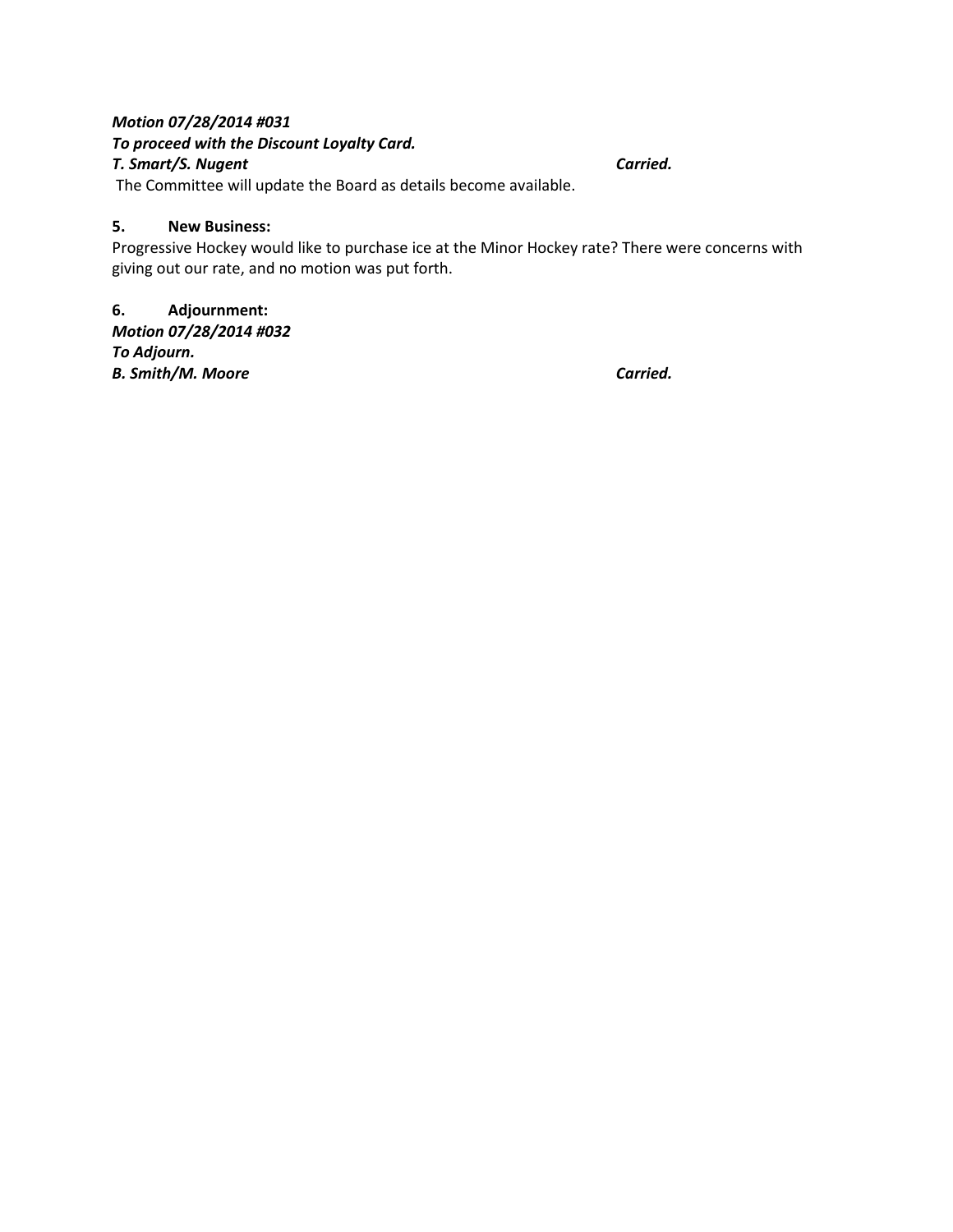***Motion 07/28/2014 #031***
***To proceed with the Discount Loyalty Card.***
***T. Smart/S. Nugent*** ***Carried.***

The Committee will update the Board as details become available.

**5. New Business:**

Progressive Hockey would like to purchase ice at the Minor Hockey rate? There were concerns with giving out our rate, and no motion was put forth.

**6. Adjournment:**

***Motion 07/28/2014 #032***
***To Adjourn.***
***B. Smith/M. Moore*** ***Carried.***